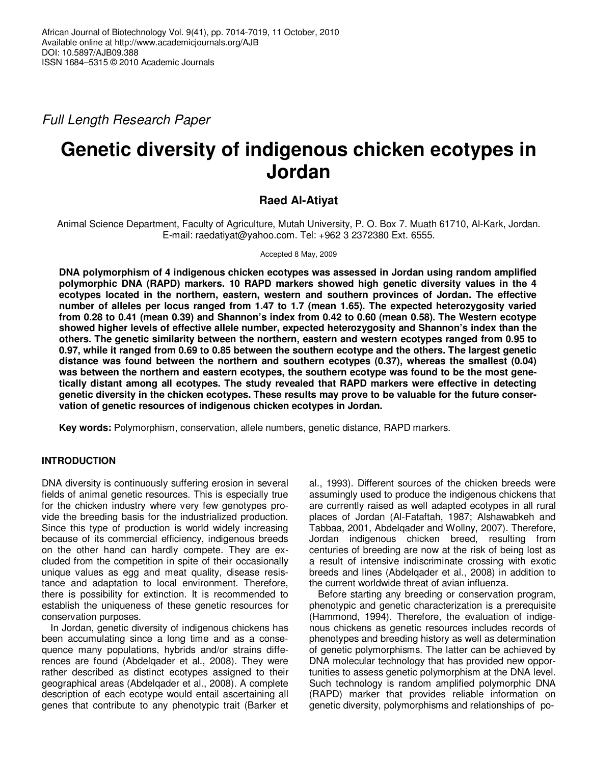*Full Length Research Paper*

# Genetic diversity of indigenous chicken ecotypes in Jordan

**Raed Al-Atiyat**

Animal Science Department, Faculty of Agriculture, Mutah University, P. O. Box 7. Muath 61710, Al-Kark, Jordan. E-mail: raedatiyat@yahoo.com. Tel: +962 3 2372380 Ext. 6555.

Accepted 8 May, 2009

**DNA polymorphism of 4 indigenous chicken ecotypes was assessed in Jordan using random amplified polymorphic DNA (RAPD) markers. 10 RAPD markers showed high genetic diversity values in the 4 ecotypes located in the northern, eastern, western and southern provinces of Jordan. The effective number of alleles per locus ranged from 1.47 to 1.7 (mean 1.65). The expected heterozygosity varied from 0.28 to 0.41 (mean 0.39) and Shannon's index from 0.42 to 0.60 (mean 0.58). The Western ecotype showed higher levels of effective allele number, expected heterozygosity and Shannon's index than the others. The genetic similarity between the northern, eastern and western ecotypes ranged from 0.95 to 0.97, while it ranged from 0.69 to 0.85 between the southern ecotype and the others. The largest genetic distance was found between the northern and southern ecotypes (0.37), whereas the smallest (0.04) was between the northern and eastern ecotypes, the southern ecotype was found to be the most genetically distant among all ecotypes. The study revealed that RAPD markers were effective in detecting genetic diversity in the chicken ecotypes. These results may prove to be valuable for the future conservation of genetic resources of indigenous chicken ecotypes in Jordan.**

**Key words:** Polymorphism, conservation, allele numbers, genetic distance, RAPD markers.

## INTRODUCTION

DNA diversity is continuously suffering erosion in several fields of animal genetic resources. This is especially true for the chicken industry where very few genotypes provide the breeding basis for the industrialized production. Since this type of production is world widely increasing because of its commercial efficiency, indigenous breeds on the other hand can hardly compete. They are excluded from the competition in spite of their occasionally unique values as egg and meat quality, disease resistance and adaptation to local environment. Therefore, there is possibility for extinction. It is recommended to establish the uniqueness of these genetic resources for conservation purposes.

In Jordan, genetic diversity of indigenous chickens has been accumulating since a long time and as a consequence many populations, hybrids and/or strains differences are found (Abdelqader et al., 2008). They were rather described as distinct ecotypes assigned to their geographical areas (Abdelqader et al., 2008). A complete description of each ecotype would entail ascertaining all genes that contribute to any phenotypic trait (Barker et al., 1993). Different sources of the chicken breeds were assumingly used to produce the indigenous chickens that are currently raised as well adapted ecotypes in all rural places of Jordan (Al-Fataftah, 1987; Alshawabkeh and Tabbaa, 2001, Abdelqader and Wollny, 2007). Therefore, Jordan indigenous chicken breed, resulting from centuries of breeding are now at the risk of being lost as a result of intensive indiscriminate crossing with exotic breeds and lines (Abdelqader et al., 2008) in addition to the current worldwide threat of avian influenza.

Before starting any breeding or conservation program, phenotypic and genetic characterization is a prerequisite (Hammond, 1994). Therefore, the evaluation of indigenous chickens as genetic resources includes records of phenotypes and breeding history as well as determination of genetic polymorphisms. The latter can be achieved by DNA molecular technology that has provided new opportunities to assess genetic polymorphism at the DNA level. Such technology is random amplified polymorphic DNA (RAPD) marker that provides reliable information on genetic diversity, polymorphisms and relationships of po-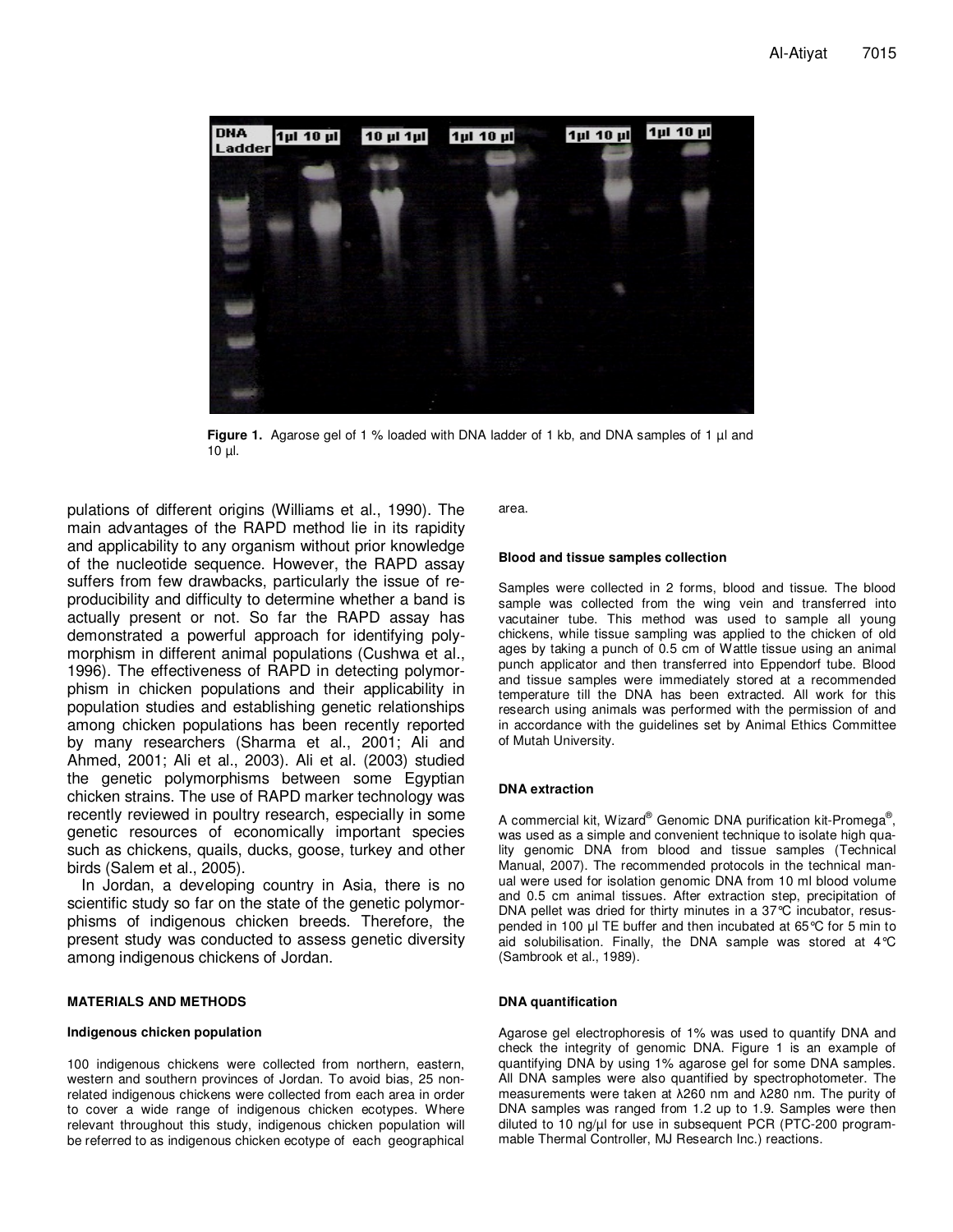Figure 1. Agarose gel of 1 % loaded with DNA ladder of 1 kb, and DNA samples of 1 µl and 10 µl.

pulations of different origins (Williams et al., 1990). The main advantages of the RAPD method lie in its rapidity and applicability to any organism without prior knowledge of the nucleotide sequence. However, the RAPD assay suffers from few drawbacks, particularly the issue of reproducibility and difficulty to determine whether a band is actually present or not. So far the RAPD assay has demonstrated a powerful approach for identifying polymorphism in different animal populations (Cushwa et al., 1996). The effectiveness of RAPD in detecting polymorphism in chicken populations and their applicability in population studies and establishing genetic relationships among chicken populations has been recently reported by many researchers (Sharma et al., 2001; Ali and Ahmed, 2001; Ali et al., 2003). Ali et al. (2003) studied the genetic polymorphisms between some Egyptian chicken strains. The use of RAPD marker technology was recently reviewed in poultry research, especially in some genetic resources of economically important species such as chickens, quails, ducks, goose, turkey and other birds (Salem et al., 2005).

In Jordan, a developing country in Asia, there is no scientific study so far on the state of the genetic polymorphisms of indigenous chicken breeds. Therefore, the present study was conducted to assess genetic diversity among indigenous chickens of Jordan.

## MATERIALS AND METHODS

### Indigenous chicken population

100 indigenous chickens were collected from northern, eastern, western and southern provinces of Jordan. To avoid bias, 25 non-related indigenous chickens were collected from each area in order to cover a wide range of indigenous chicken ecotypes. Where relevant throughout this study, indigenous chicken population will be referred to as indigenous chicken ecotype of each geographical area.

### Blood and tissue samples collection

Samples were collected in 2 forms, blood and tissue. The blood sample was collected from the wing vein and transferred into vacutainer tube. This method was used to sample all young chickens, while tissue sampling was applied to the chicken of old ages by taking a punch of 0.5 cm of Wattle tissue using an animal punch applicator and then transferred into Eppendorf tube. Blood and tissue samples were immediately stored at a recommended temperature till the DNA has been extracted. All work for this research using animals was performed with the permission of and in accordance with the guidelines set by Animal Ethics Committee of Mutah University.

### DNA extraction

A commercial kit, Wizard® Genomic DNA purification kit-Promega®, was used as a simple and convenient technique to isolate high quality genomic DNA from blood and tissue samples (Technical Manual, 2007). The recommended protocols in the technical manual were used for isolation genomic DNA from 10 ml blood volume and 0.5 cm animal tissues. After extraction step, precipitation of DNA pellet was dried for thirty minutes in a 37°C incubator, resuspended in 100 µl TE buffer and then incubated at 65°C for 5 min to aid solubilisation. Finally, the DNA sample was stored at 4°C (Sambrook et al., 1989).

### DNA quantification

Agarose gel electrophoresis of 1% was used to quantify DNA and check the integrity of genomic DNA. Figure 1 is an example of quantifying DNA by using 1% agarose gel for some DNA samples. All DNA samples were also quantified by spectrophotometer. The measurements were taken at λ260 nm and λ280 nm. The purity of DNA samples was ranged from 1.2 up to 1.9. Samples were then diluted to 10 ng/µl for use in subsequent PCR (PTC-200 programmable Thermal Controller, MJ Research Inc.) reactions.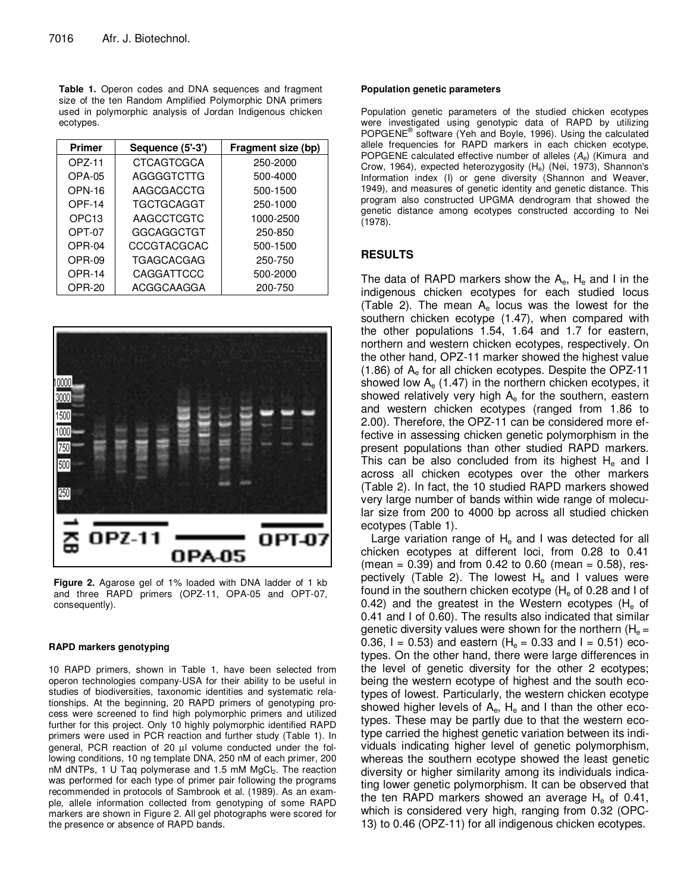**Table 1.** Operon codes and DNA sequences and fragment size of the ten Random Amplified Polymorphic DNA primers used in polymorphic analysis of Jordan Indigenous chicken ecotypes.

| Primer | Sequence (5'-3') | Fragment size (bp) |
|---|---|---|
| OPZ-11 | CTCAGTCGCA | 250-2000 |
| OPA-05 | AGGGGTCTTG | 500-4000 |
| OPN-16 | AAGCGACCTG | 500-1500 |
| OPF-14 | TGCTGCAGGT | 250-1000 |
| OPC13 | AAGCCTCGTC | 1000-2500 |
| OPT-07 | GGCAGGCTGT | 250-850 |
| OPR-04 | CCCGTACGCAC | 500-1500 |
| OPR-09 | TGAGCACGAG | 250-750 |
| OPR-14 | CAGGATTCCC | 500-2000 |
| OPR-20 | ACGGCAAGGA | 200-750 |

**Figure 2.** Agarose gel of 1% loaded with DNA ladder of 1 kb and three RAPD primers (OPZ-11, OPA-05 and OPT-07, consequently).

#### RAPD markers genotyping

10 RAPD primers, shown in Table 1, have been selected from operon technologies company-USA for their ability to be useful in studies of biodiversities, taxonomic identities and systematic relationships. At the beginning, 20 RAPD primers of genotyping process were screened to find high polymorphic primers and utilized further for this project. Only 10 highly polymorphic identified RAPD primers were used in PCR reaction and further study (Table 1). In general, PCR reaction of 20 µl volume conducted under the following conditions, 10 ng template DNA, 250 nM of each primer, 200 nM dNTPs, 1 U Taq polymerase and 1.5 mM $MgCl_2$. The reaction was performed for each type of primer pair following the programs recommended in protocols of Sambrook et al. (1989). As an example, allele information collected from genotyping of some RAPD markers are shown in Figure 2. All gel photographs were scored for the presence or absence of RAPD bands.

#### Population genetic parameters

Population genetic parameters of the studied chicken ecotypes were investigated using genotypic data of RAPD by utilizing POPGENE® software (Yeh and Boyle, 1996). Using the calculated allele frequencies for RAPD markers in each chicken ecotype, POPGENE calculated effective number of alleles ($A_e$) (Kimura and Crow, 1964), expected heterozygosity ($H_e$) (Nei, 1973), Shannon's Information index (I) or gene diversity (Shannon and Weaver, 1949), and measures of genetic identity and genetic distance. This program also constructed UPGMA dendrogram that showed the genetic distance among ecotypes constructed according to Nei (1978).

## RESULTS

The data of RAPD markers show the $A_e$, $H_e$ and I in the indigenous chicken ecotypes for each studied locus (Table 2). The mean $A_e$ locus was the lowest for the southern chicken ecotype (1.47), when compared with the other populations 1.54, 1.64 and 1.7 for eastern, northern and western chicken ecotypes, respectively. On the other hand, OPZ-11 marker showed the highest value (1.86) of $A_e$ for all chicken ecotypes. Despite the OPZ-11 showed low $A_e$ (1.47) in the northern chicken ecotypes, it showed relatively very high $A_e$ for the southern, eastern and western chicken ecotypes (ranged from 1.86 to 2.00). Therefore, the OPZ-11 can be considered more effective in assessing chicken genetic polymorphism in the present populations than other studied RAPD markers. This can be also concluded from its highest $H_e$ and I across all chicken ecotypes over the other markers (Table 2). In fact, the 10 studied RAPD markers showed very large number of bands within wide range of molecular size from 200 to 4000 bp across all studied chicken ecotypes (Table 1).

Large variation range of $H_e$ and I was detected for all chicken ecotypes at different loci, from 0.28 to 0.41 (mean = 0.39) and from 0.42 to 0.60 (mean = 0.58), respectively (Table 2). The lowest $H_e$ and I values were found in the southern chicken ecotype ($H_e$ of 0.28 and I of 0.42) and the greatest in the Western ecotypes ($H_e$ of 0.41 and I of 0.60). The results also indicated that similar genetic diversity values were shown for the northern ($H_e$ = 0.36, I = 0.53) and eastern ($H_e$ = 0.33 and I = 0.51) ecotypes. On the other hand, there were large differences in the level of genetic diversity for the other 2 ecotypes; being the western ecotype of highest and the south ecotypes of lowest. Particularly, the western chicken ecotype showed higher levels of $A_e$, $H_e$ and I than the other ecotypes. These may be partly due to that the western ecotype carried the highest genetic variation between its individuals indicating higher level of genetic polymorphism, whereas the southern ecotype showed the least genetic diversity or higher similarity among its individuals indicating lower genetic polymorphism. It can be observed that the ten RAPD markers showed an average $H_e$ of 0.41, which is considered very high, ranging from 0.32 (OPC-13) to 0.46 (OPZ-11) for all indigenous chicken ecotypes.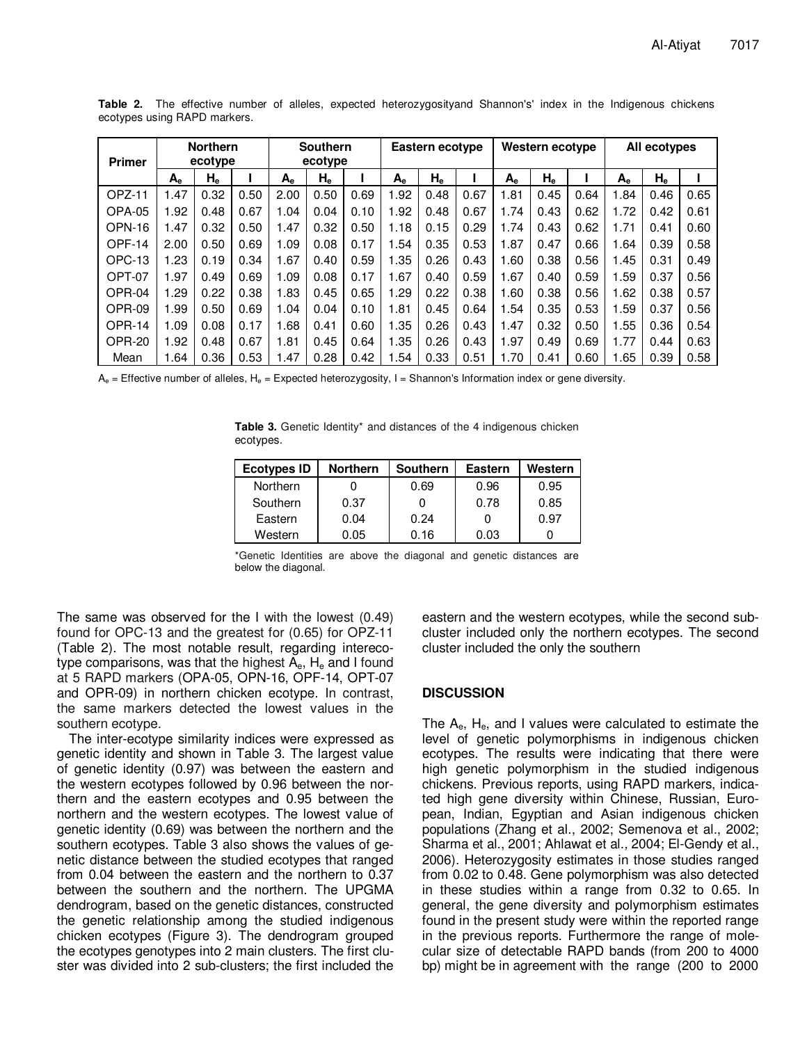**Table 2.** The effective number of alleles, expected heterozygosityand Shannon's' index in the Indigenous chickens ecotypes using RAPD markers.

| Primer | Northern ecotype | | | Southern ecotype | | | Eastern ecotype | | | Western ecotype | | | All ecotypes | | |
|---|---|---|---|---|---|---|---|---|---|---|---|---|---|---|---|
| | $A_e$ | $H_e$ | I | $A_e$ | $H_e$ | I | $A_e$ | $H_e$ | I | $A_e$ | $H_e$ | I | $A_e$ | $H_e$ | I |
| OPZ-11 | 1.47 | 0.32 | 0.50 | 2.00 | 0.50 | 0.69 | 1.92 | 0.48 | 0.67 | 1.81 | 0.45 | 0.64 | 1.84 | 0.46 | 0.65 |
| OPA-05 | 1.92 | 0.48 | 0.67 | 1.04 | 0.04 | 0.10 | 1.92 | 0.48 | 0.67 | 1.74 | 0.43 | 0.62 | 1.72 | 0.42 | 0.61 |
| OPN-16 | 1.47 | 0.32 | 0.50 | 1.47 | 0.32 | 0.50 | 1.18 | 0.15 | 0.29 | 1.74 | 0.43 | 0.62 | 1.71 | 0.41 | 0.60 |
| OPF-14 | 2.00 | 0.50 | 0.69 | 1.09 | 0.08 | 0.17 | 1.54 | 0.35 | 0.53 | 1.87 | 0.47 | 0.66 | 1.64 | 0.39 | 0.58 |
| OPC-13 | 1.23 | 0.19 | 0.34 | 1.67 | 0.40 | 0.59 | 1.35 | 0.26 | 0.43 | 1.60 | 0.38 | 0.56 | 1.45 | 0.31 | 0.49 |
| OPT-07 | 1.97 | 0.49 | 0.69 | 1.09 | 0.08 | 0.17 | 1.67 | 0.40 | 0.59 | 1.67 | 0.40 | 0.59 | 1.59 | 0.37 | 0.56 |
| OPR-04 | 1.29 | 0.22 | 0.38 | 1.83 | 0.45 | 0.65 | 1.29 | 0.22 | 0.38 | 1.60 | 0.38 | 0.56 | 1.62 | 0.38 | 0.57 |
| OPR-09 | 1.99 | 0.50 | 0.69 | 1.04 | 0.04 | 0.10 | 1.81 | 0.45 | 0.64 | 1.54 | 0.35 | 0.53 | 1.59 | 0.37 | 0.56 |
| OPR-14 | 1.09 | 0.08 | 0.17 | 1.68 | 0.41 | 0.60 | 1.35 | 0.26 | 0.43 | 1.47 | 0.32 | 0.50 | 1.55 | 0.36 | 0.54 |
| OPR-20 | 1.92 | 0.48 | 0.67 | 1.81 | 0.45 | 0.64 | 1.35 | 0.26 | 0.43 | 1.97 | 0.49 | 0.69 | 1.77 | 0.44 | 0.63 |
| Mean | 1.64 | 0.36 | 0.53 | 1.47 | 0.28 | 0.42 | 1.54 | 0.33 | 0.51 | 1.70 | 0.41 | 0.60 | 1.65 | 0.39 | 0.58 |

$A_e$ = Effective number of alleles, $H_e$ = Expected heterozygosity, I = Shannon's Information index or gene diversity.

**Table 3.** Genetic Identity* and distances of the 4 indigenous chicken ecotypes.

| Ecotypes ID | Northern | Southern | Eastern | Western |
|---|---|---|---|---|
| Northern | 0 | 0.69 | 0.96 | 0.95 |
| Southern | 0.37 | 0 | 0.78 | 0.85 |
| Eastern | 0.04 | 0.24 | 0 | 0.97 |
| Western | 0.05 | 0.16 | 0.03 | 0 |

*Genetic Identities are above the diagonal and genetic distances are below the diagonal.

The same was observed for the I with the lowest (0.49) found for OPC-13 and the greatest for (0.65) for OPZ-11 (Table 2). The most notable result, regarding interecotype comparisons, was that the highest $A_e$, $H_e$ and I found at 5 RAPD markers (OPA-05, OPN-16, OPF-14, OPT-07 and OPR-09) in northern chicken ecotype. In contrast, the same markers detected the lowest values in the southern ecotype.

The inter-ecotype similarity indices were expressed as genetic identity and shown in Table 3. The largest value of genetic identity (0.97) was between the eastern and the western ecotypes followed by 0.96 between the northern and the eastern ecotypes and 0.95 between the northern and the western ecotypes. The lowest value of genetic identity (0.69) was between the northern and the southern ecotypes. Table 3 also shows the values of genetic distance between the studied ecotypes that ranged from 0.04 between the eastern and the northern to 0.37 between the southern and the northern. The UPGMA dendrogram, based on the genetic distances, constructed the genetic relationship among the studied indigenous chicken ecotypes (Figure 3). The dendrogram grouped the ecotypes genotypes into 2 main clusters. The first cluster was divided into 2 sub-clusters; the first included the eastern and the western ecotypes, while the second sub-cluster included only the northern ecotypes. The second cluster included the only the southern

## DISCUSSION

The $A_e$, $H_e$, and I values were calculated to estimate the level of genetic polymorphisms in indigenous chicken ecotypes. The results were indicating that there were high genetic polymorphism in the studied indigenous chickens. Previous reports, using RAPD markers, indicated high gene diversity within Chinese, Russian, European, Indian, Egyptian and Asian indigenous chicken populations (Zhang et al., 2002; Semenova et al., 2002; Sharma et al., 2001; Ahlawat et al., 2004; El-Gendy et al., 2006). Heterozygosity estimates in those studies ranged from 0.02 to 0.48. Gene polymorphism was also detected in these studies within a range from 0.32 to 0.65. In general, the gene diversity and polymorphism estimates found in the present study were within the reported range in the previous reports. Furthermore the range of molecular size of detectable RAPD bands (from 200 to 4000 bp) might be in agreement with the range (200 to 2000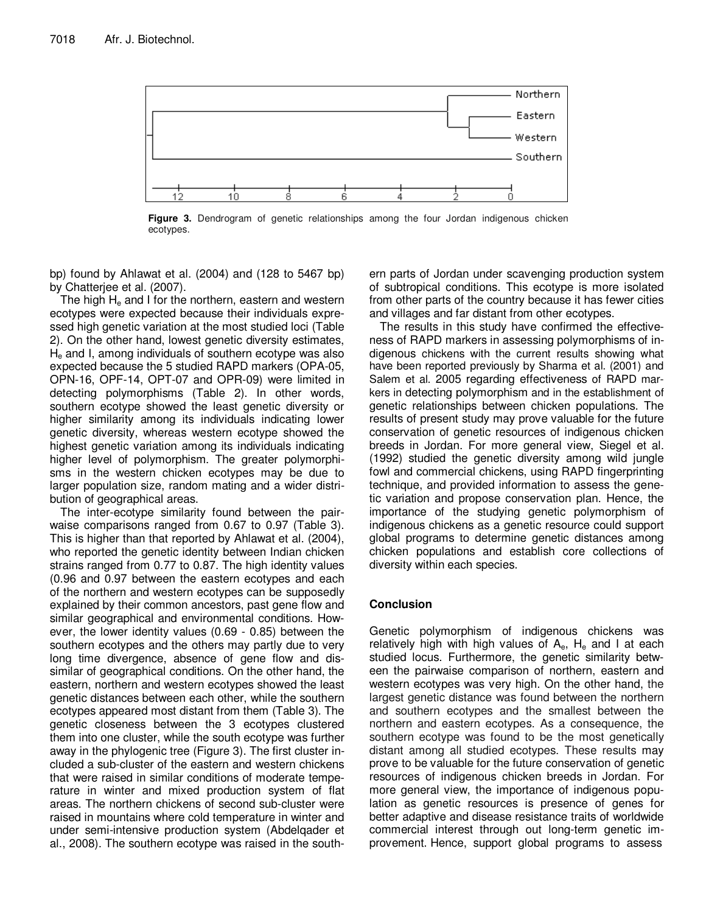**Figure 3.** Dendrogram of genetic relationships among the four Jordan indigenous chicken ecotypes.

bp) found by Ahlawat et al. (2004) and (128 to 5467 bp) by Chatterjee et al. (2007).

The high $H_e$ and I for the northern, eastern and western ecotypes were expected because their individuals expressed high genetic variation at the most studied loci (Table 2). On the other hand, lowest genetic diversity estimates, $H_e$ and I, among individuals of southern ecotype was also expected because the 5 studied RAPD markers (OPA-05, OPN-16, OPF-14, OPT-07 and OPR-09) were limited in detecting polymorphisms (Table 2). In other words, southern ecotype showed the least genetic diversity or higher similarity among its individuals indicating lower genetic diversity, whereas western ecotype showed the highest genetic variation among its individuals indicating higher level of polymorphism. The greater polymorphisms in the western chicken ecotypes may be due to larger population size, random mating and a wider distribution of geographical areas.

The inter-ecotype similarity found between the pairwaise comparisons ranged from 0.67 to 0.97 (Table 3). This is higher than that reported by Ahlawat et al. (2004), who reported the genetic identity between Indian chicken strains ranged from 0.77 to 0.87. The high identity values (0.96 and 0.97 between the eastern ecotypes and each of the northern and western ecotypes can be supposedly explained by their common ancestors, past gene flow and similar geographical and environmental conditions. However, the lower identity values (0.69 - 0.85) between the southern ecotypes and the others may partly due to very long time divergence, absence of gene flow and dissimilar of geographical conditions. On the other hand, the eastern, northern and western ecotypes showed the least genetic distances between each other, while the southern ecotypes appeared most distant from them (Table 3). The genetic closeness between the 3 ecotypes clustered them into one cluster, while the south ecotype was further away in the phylogenic tree (Figure 3). The first cluster included a sub-cluster of the eastern and western chickens that were raised in similar conditions of moderate temperature in winter and mixed production system of flat areas. The northern chickens of second sub-cluster were raised in mountains where cold temperature in winter and under semi-intensive production system (Abdelqader et al., 2008). The southern ecotype was raised in the southern parts of Jordan under scavenging production system of subtropical conditions. This ecotype is more isolated from other parts of the country because it has fewer cities and villages and far distant from other ecotypes.

The results in this study have confirmed the effectiveness of RAPD markers in assessing polymorphisms of indigenous chickens with the current results showing what have been reported previously by Sharma et al. (2001) and Salem et al. 2005 regarding effectiveness of RAPD markers in detecting polymorphism and in the establishment of genetic relationships between chicken populations. The results of present study may prove valuable for the future conservation of genetic resources of indigenous chicken breeds in Jordan. For more general view, Siegel et al. (1992) studied the genetic diversity among wild jungle fowl and commercial chickens, using RAPD fingerprinting technique, and provided information to assess the genetic variation and propose conservation plan. Hence, the importance of the studying genetic polymorphism of indigenous chickens as a genetic resource could support global programs to determine genetic distances among chicken populations and establish core collections of diversity within each species.

## Conclusion

Genetic polymorphism of indigenous chickens was relatively high with high values of $A_e$, $H_e$ and I at each studied locus. Furthermore, the genetic similarity between the pairwise comparison of northern, eastern and western ecotypes was very high. On the other hand, the largest genetic distance was found between the northern and southern ecotypes and the smallest between the northern and eastern ecotypes. As a consequence, the southern ecotype was found to be the most genetically distant among all studied ecotypes. These results may prove to be valuable for the future conservation of genetic resources of indigenous chicken breeds in Jordan. For more general view, the importance of indigenous population as genetic resources is presence of genes for better adaptive and disease resistance traits of worldwide commercial interest through out long-term genetic improvement. Hence, support global programs to assess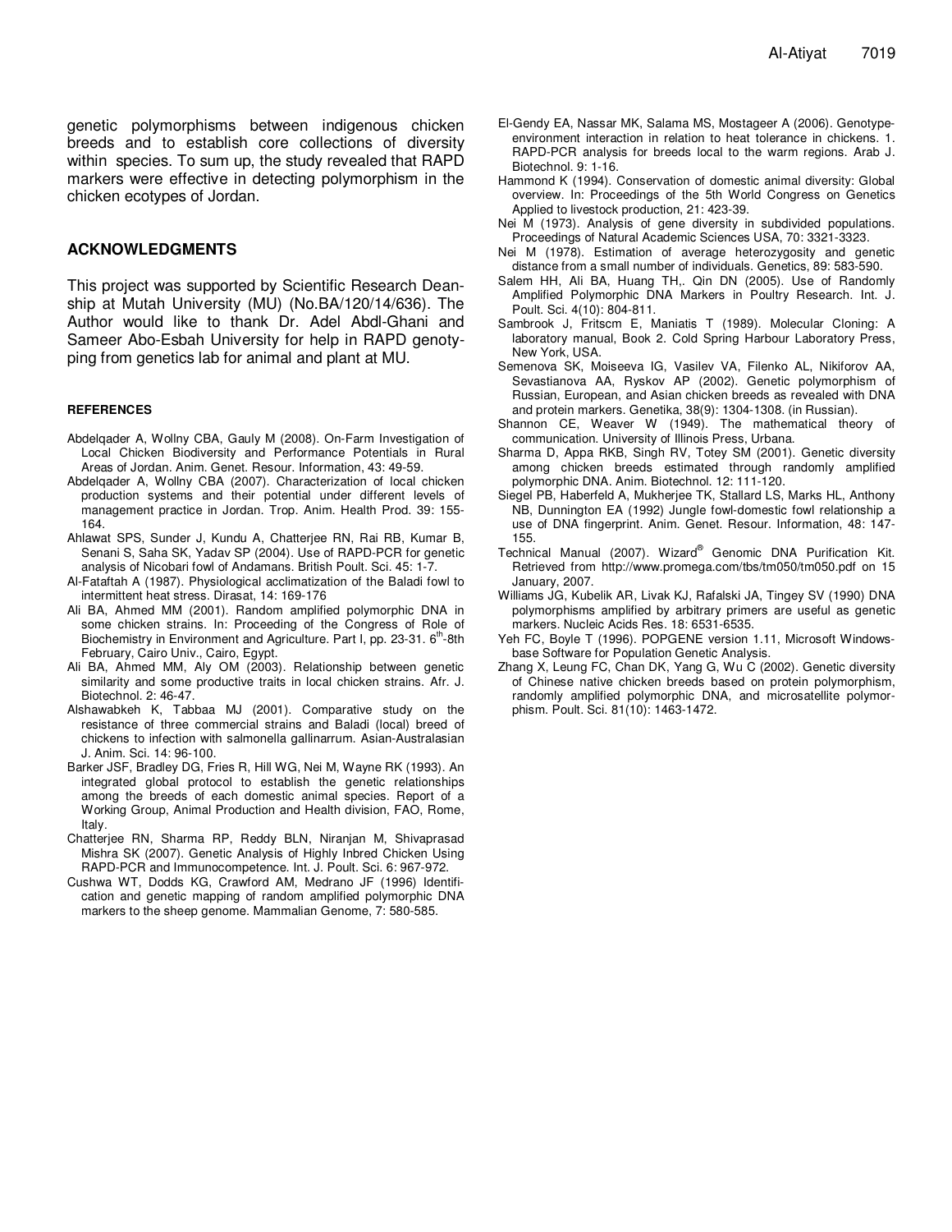genetic polymorphisms between indigenous chicken breeds and to establish core collections of diversity within species. To sum up, the study revealed that RAPD markers were effective in detecting polymorphism in the chicken ecotypes of Jordan.

## ACKNOWLEDGMENTS

This project was supported by Scientific Research Deanship at Mutah University (MU) (No.BA/120/14/636). The Author would like to thank Dr. Adel Abdl-Ghani and Sameer Abo-Esbah University for help in RAPD genotyping from genetics lab for animal and plant at MU.

## REFERENCES

Abdelqader A, Wollny CBA, Gauly M (2008). On-Farm Investigation of Local Chicken Biodiversity and Performance Potentials in Rural Areas of Jordan. Anim. Genet. Resour. Information, 43: 49-59.

Abdelqader A, Wollny CBA (2007). Characterization of local chicken production systems and their potential under different levels of management practice in Jordan. Trop. Anim. Health Prod. 39: 155-164.

Ahlawat SPS, Sunder J, Kundu A, Chatterjee RN, Rai RB, Kumar B, Senani S, Saha SK, Yadav SP (2004). Use of RAPD-PCR for genetic analysis of Nicobari fowl of Andamans. British Poult. Sci. 45: 1-7.

Al-Fataftah A (1987). Physiological acclimatization of the Baladi fowl to intermittent heat stress. Dirasat, 14: 169-176

Ali BA, Ahmed MM (2001). Random amplified polymorphic DNA in some chicken strains. In: Proceeding of the Congress of Role of Biochemistry in Environment and Agriculture. Part I, pp. 23-31. 6th-8th February, Cairo Univ., Cairo, Egypt.

Ali BA, Ahmed MM, Aly OM (2003). Relationship between genetic similarity and some productive traits in local chicken strains. Afr. J. Biotechnol. 2: 46-47.

Alshawabkeh K, Tabbaa MJ (2001). Comparative study on the resistance of three commercial strains and Baladi (local) breed of chickens to infection with salmonella gallinarrum. Asian-Australasian J. Anim. Sci. 14: 96-100.

Barker JSF, Bradley DG, Fries R, Hill WG, Nei M, Wayne RK (1993). An integrated global protocol to establish the genetic relationships among the breeds of each domestic animal species. Report of a Working Group, Animal Production and Health division, FAO, Rome, Italy.

Chatterjee RN, Sharma RP, Reddy BLN, Niranjan M, Shivaprasad Mishra SK (2007). Genetic Analysis of Highly Inbred Chicken Using RAPD-PCR and Immunocompetence. Int. J. Poult. Sci. 6: 967-972.

Cushwa WT, Dodds KG, Crawford AM, Medrano JF (1996) Identification and genetic mapping of random amplified polymorphic DNA markers to the sheep genome. Mammalian Genome, 7: 580-585.

El-Gendy EA, Nassar MK, Salama MS, Mostageer A (2006). Genotype-environment interaction in relation to heat tolerance in chickens. 1. RAPD-PCR analysis for breeds local to the warm regions. Arab J. Biotechnol. 9: 1-16.

Hammond K (1994). Conservation of domestic animal diversity: Global overview. In: Proceedings of the 5th World Congress on Genetics Applied to livestock production, 21: 423-39.

Nei M (1973). Analysis of gene diversity in subdivided populations. Proceedings of Natural Academic Sciences USA, 70: 3321-3323.

Nei M (1978). Estimation of average heterozygosity and genetic distance from a small number of individuals. Genetics, 89: 583-590.

Salem HH, Ali BA, Huang TH,. Qin DN (2005). Use of Randomly Amplified Polymorphic DNA Markers in Poultry Research. Int. J. Poult. Sci. 4(10): 804-811.

Sambrook J, Fritscm E, Maniatis T (1989). Molecular Cloning: A laboratory manual, Book 2. Cold Spring Harbour Laboratory Press, New York, USA.

Semenova SK, Moiseeva IG, Vasilev VA, Filenko AL, Nikiforov AA, Sevastianova AA, Ryskov AP (2002). Genetic polymorphism of Russian, European, and Asian chicken breeds as revealed with DNA and protein markers. Genetika, 38(9): 1304-1308. (in Russian).

Shannon CE, Weaver W (1949). The mathematical theory of communication. University of Illinois Press, Urbana.

Sharma D, Appa RKB, Singh RV, Totey SM (2001). Genetic diversity among chicken breeds estimated through randomly amplified polymorphic DNA. Anim. Biotechnol. 12: 111-120.

Siegel PB, Haberfeld A, Mukherjee TK, Stallard LS, Marks HL, Anthony NB, Dunnington EA (1992) Jungle fowl-domestic fowl relationship a use of DNA fingerprint. Anim. Genet. Resour. Information, 48: 147-155.

Technical Manual (2007). Wizard® Genomic DNA Purification Kit. Retrieved from http://www.promega.com/tbs/tm050/tm050.pdf on 15 January, 2007.

Williams JG, Kubelik AR, Livak KJ, Rafalski JA, Tingey SV (1990) DNA polymorphisms amplified by arbitrary primers are useful as genetic markers. Nucleic Acids Res. 18: 6531-6535.

Yeh FC, Boyle T (1996). POPGENE version 1.11, Microsoft Windows-base Software for Population Genetic Analysis.

Zhang X, Leung FC, Chan DK, Yang G, Wu C (2002). Genetic diversity of Chinese native chicken breeds based on protein polymorphism, randomly amplified polymorphic DNA, and microsatellite polymorphism. Poult. Sci. 81(10): 1463-1472.